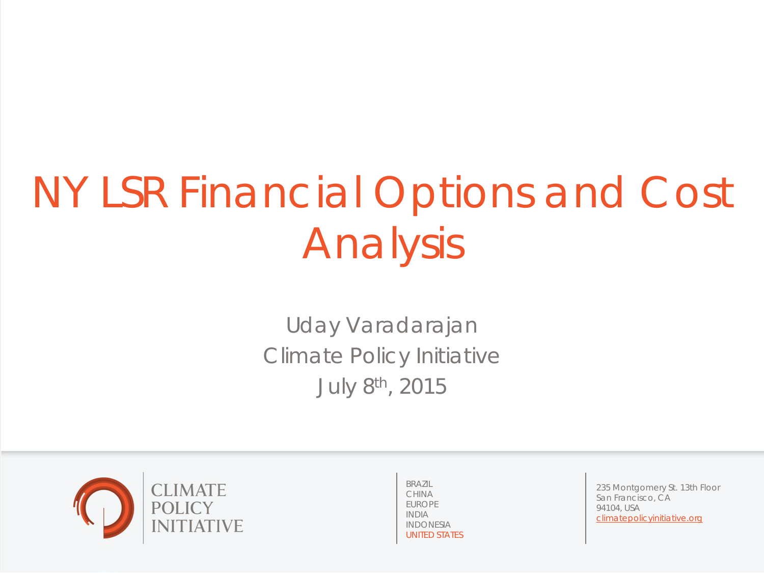# NY LSR Financial Options and Cost Analysis

Uday Varadarajan

Climate Policy Initiative

July 8th, 2015

CLIMATE POLICY INITIATIVE

BRAZIL
CHINA
EUROPE
INDIA
INDONESIA
UNITED STATES

235 Montgomery St. 13th Floor
San Francisco, CA
94104, USA
climatepolicyinitiative.org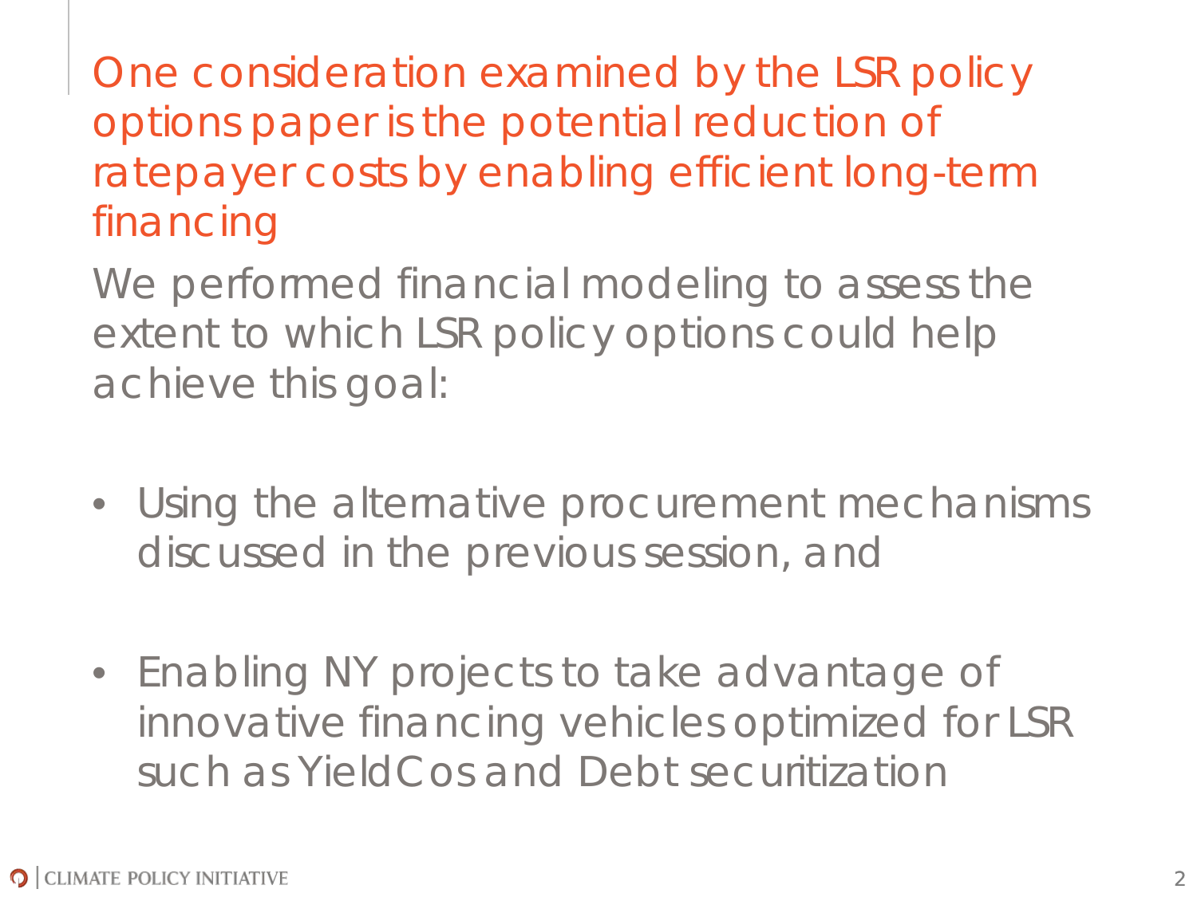# One consideration examined by the LSR policy options paper is the potential reduction of ratepayer costs by enabling efficient long-term financing

We performed financial modeling to assess the extent to which LSR policy options could help achieve this goal:

- Using the alternative procurement mechanisms discussed in the previous session, and
- Enabling NY projects to take advantage of innovative financing vehicles optimized for LSR such as YieldCos and Debt securitization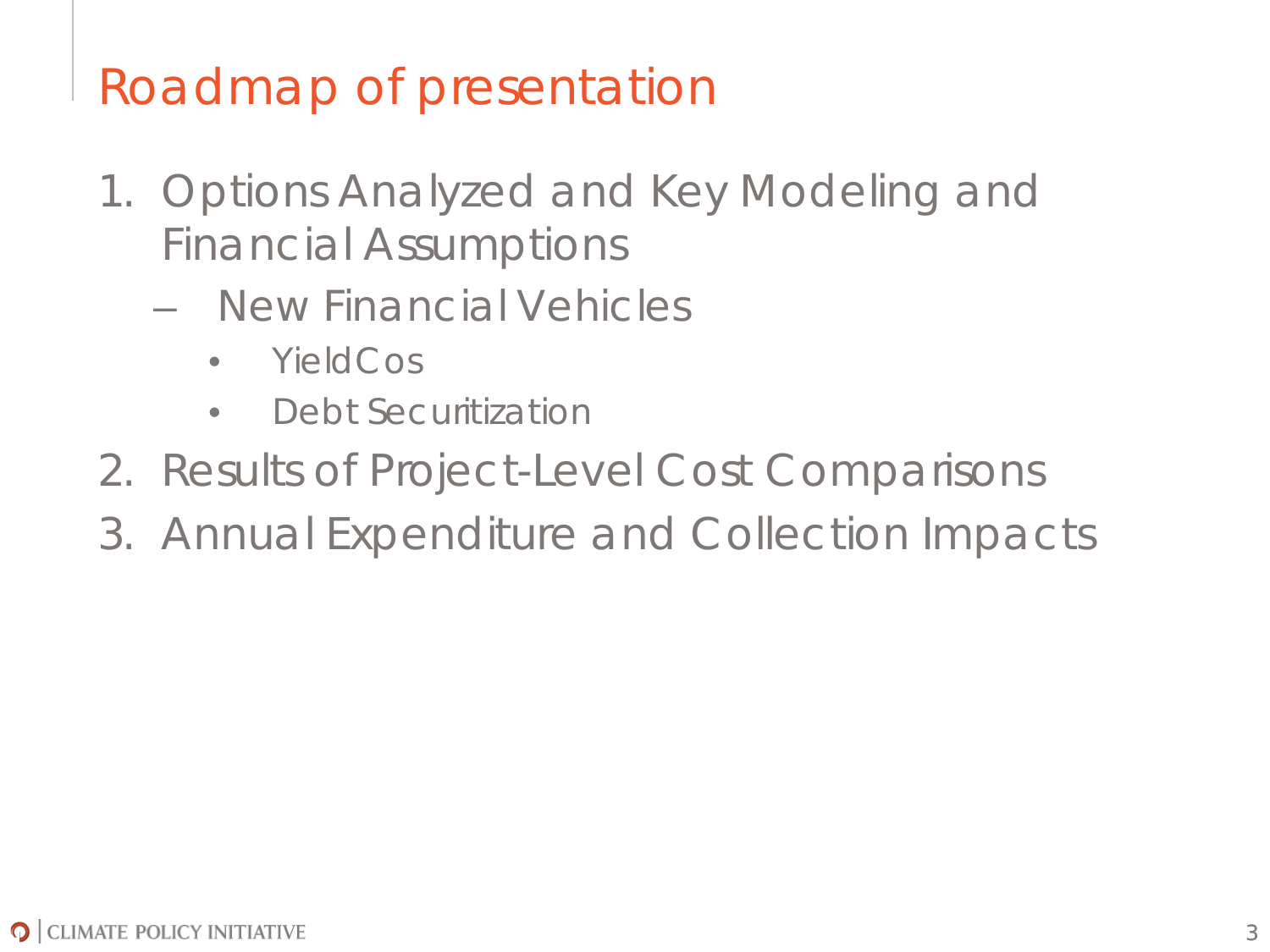# Roadmap of presentation

1. Options Analyzed and Key Modeling and Financial Assumptions
   - New Financial Vehicles
     - YieldCos
     - Debt Securitization
2. Results of Project-Level Cost Comparisons
3. Annual Expenditure and Collection Impacts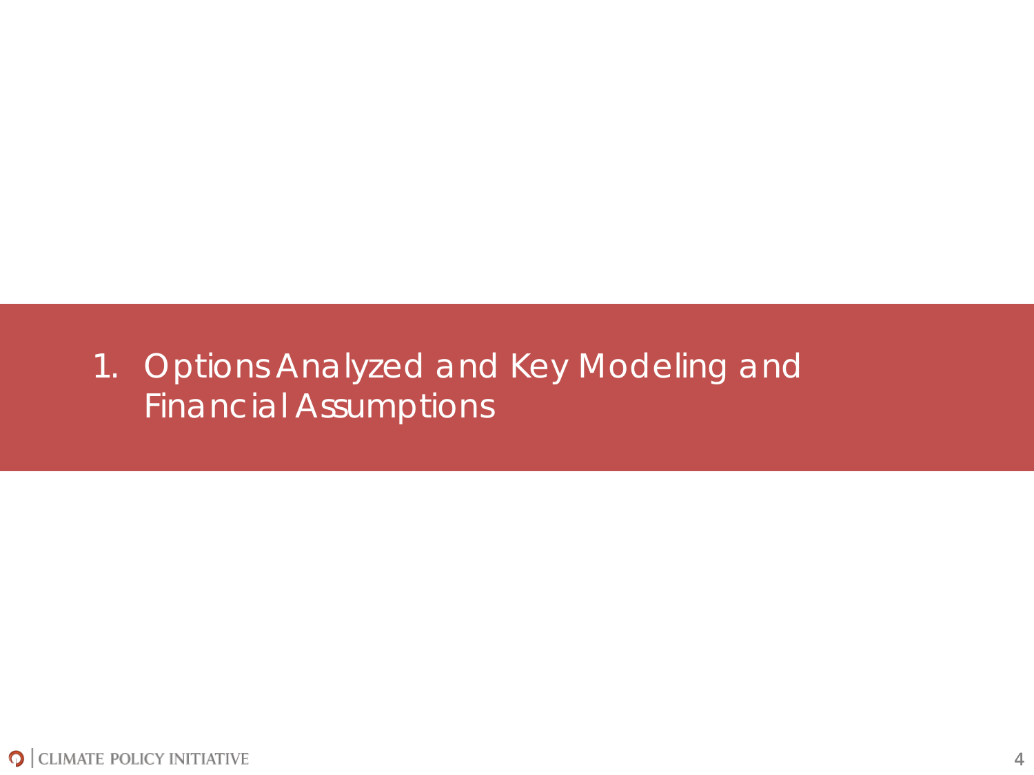# 1. Options Analyzed and Key Modeling and Financial Assumptions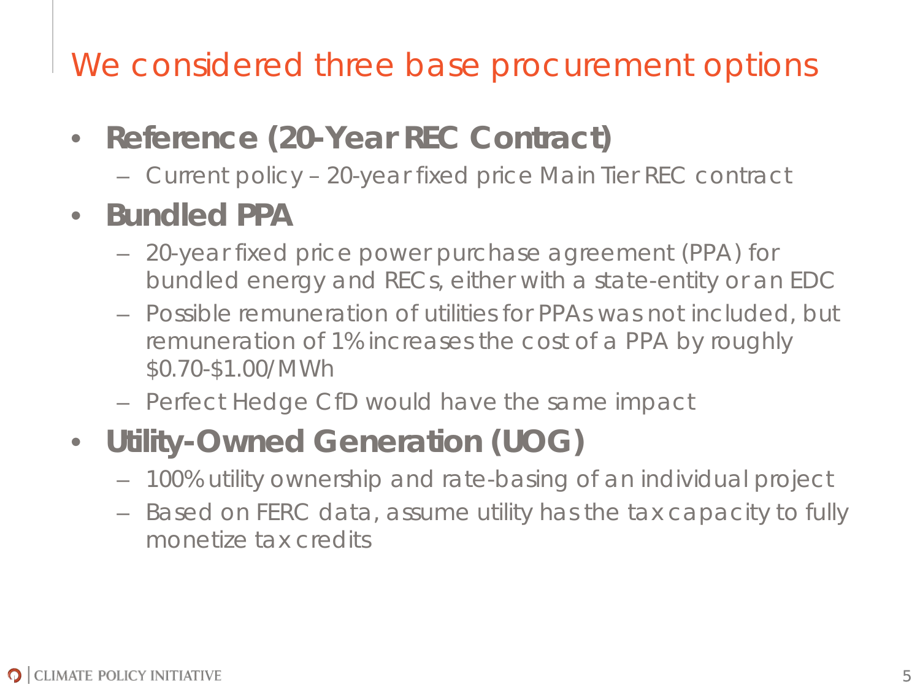# We considered three base procurement options

- **Reference (20-Year REC Contract)**
  - Current policy – 20-year fixed price Main Tier REC contract
- **Bundled PPA**
  - 20-year fixed price power purchase agreement (PPA) for bundled energy and RECs, either with a state-entity or an EDC
  - Possible remuneration of utilities for PPAs was not included, but remuneration of 1% increases the cost of a PPA by roughly $0.70-$1.00/MWh
  - Perfect Hedge CfD would have the same impact
- **Utility-Owned Generation (UOG)**
  - 100% utility ownership and rate-basing of an individual project
  - Based on FERC data, assume utility has the tax capacity to fully monetize tax credits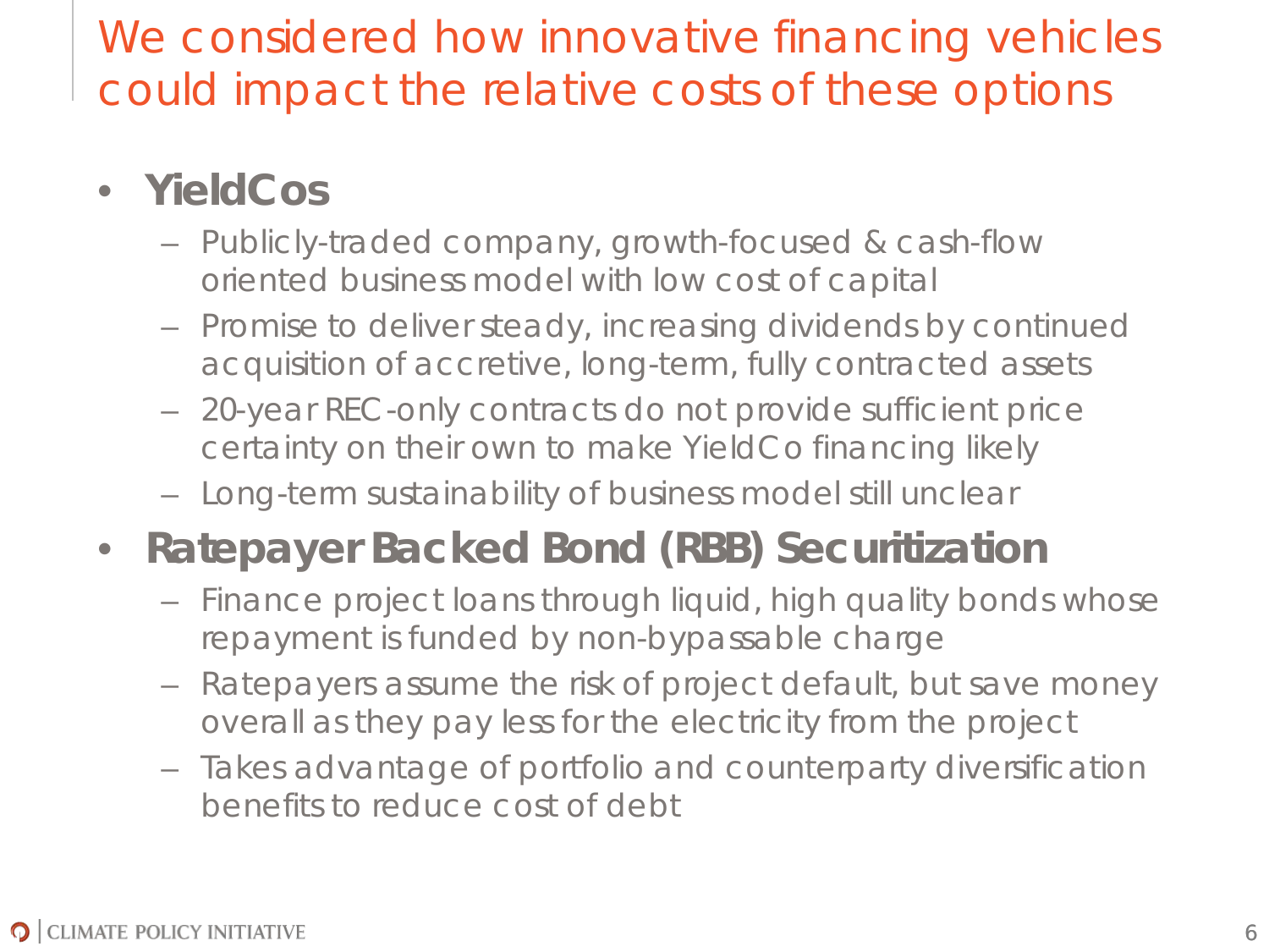# We considered how innovative financing vehicles could impact the relative costs of these options

- **YieldCos**
  - Publicly-traded company, growth-focused & cash-flow oriented business model with low cost of capital
  - Promise to deliver steady, increasing dividends by continued acquisition of accretive, long-term, fully contracted assets
  - 20-year REC-only contracts do not provide sufficient price certainty on their own to make YieldCo financing likely
  - Long-term sustainability of business model still unclear
- **Ratepayer Backed Bond (RBB) Securitization**
  - Finance project loans through liquid, high quality bonds whose repayment is funded by non-bypassable charge
  - Ratepayers assume the risk of project default, but save money overall as they pay less for the electricity from the project
  - Takes advantage of portfolio and counterparty diversification benefits to reduce cost of debt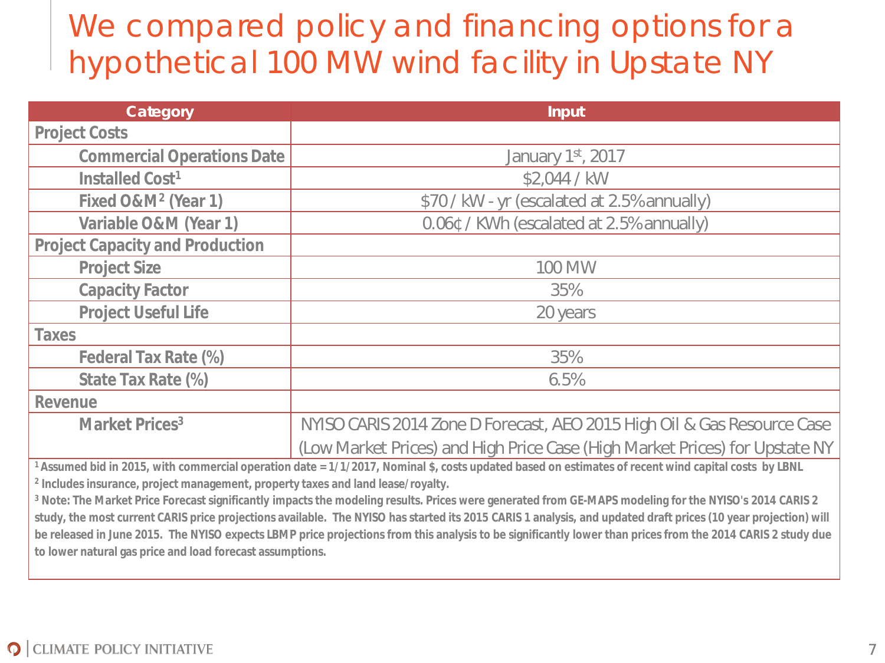# We compared policy and financing options for a hypothetical 100 MW wind facility in Upstate NY

| Category | Input |
|---|---|
| **Project Costs** | |
| **Commercial Operations Date** | January 1st, 2017 |
| **Installed Cost**[1] | $2,044 / kW |
| **Fixed O&M**[2] **(Year 1)** | $70 / kW - yr (escalated at 2.5% annually) |
| **Variable O&M (Year 1)** | 0.06¢ / KWh (escalated at 2.5% annually) |
| **Project Capacity and Production** | |
| **Project Size** | 100 MW |
| **Capacity Factor** | 35% |
| **Project Useful Life** | 20 years |
| **Taxes** | |
| **Federal Tax Rate (%)** | 35% |
| **State Tax Rate (%)** | 6.5% |
| **Revenue** | |
| **Market Prices**[3] | NYISO CARIS 2014 Zone D Forecast, AEO 2015 High Oil & Gas Resource Case (Low Market Prices) and High Price Case (High Market Prices) for Upstate NY |

[1] Assumed bid in 2015, with commercial operation date = 1/1/2017, Nominal $, costs updated based on estimates of recent wind capital costs by LBNL

[2] Includes insurance, project management, property taxes and land lease/royalty.

[3] Note: The Market Price Forecast significantly impacts the modeling results. Prices were generated from GE-MAPS modeling for the NYISO's 2014 CARIS 2 study, the most current CARIS price projections available. The NYISO has started its 2015 CARIS 1 analysis, and updated draft prices (10 year projection) will be released in June 2015. The NYISO expects LBMP price projections from this analysis to be significantly lower than prices from the 2014 CARIS 2 study due to lower natural gas price and load forecast assumptions.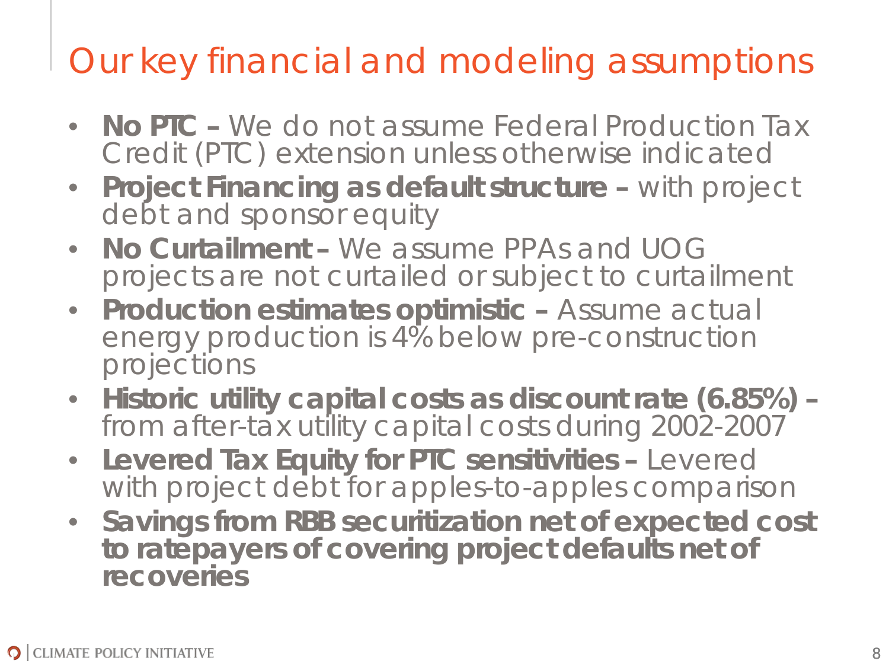# Our key financial and modeling assumptions

- **No PTC –** We do not assume Federal Production Tax Credit (PTC) extension unless otherwise indicated
- **Project Financing as default structure –** with project debt and sponsor equity
- **No Curtailment –** We assume PPAs and UOG projects are not curtailed or subject to curtailment
- **Production estimates optimistic –** Assume actual energy production is 4% below pre-construction projections
- **Historic utility capital costs as discount rate (6.85%) –** from after-tax utility capital costs during 2002-2007
- **Levered Tax Equity for PTC sensitivities –** Levered with project debt for apples-to-apples comparison
- **Savings from RBB securitization net of expected cost to ratepayers of covering project defaults net of recoveries**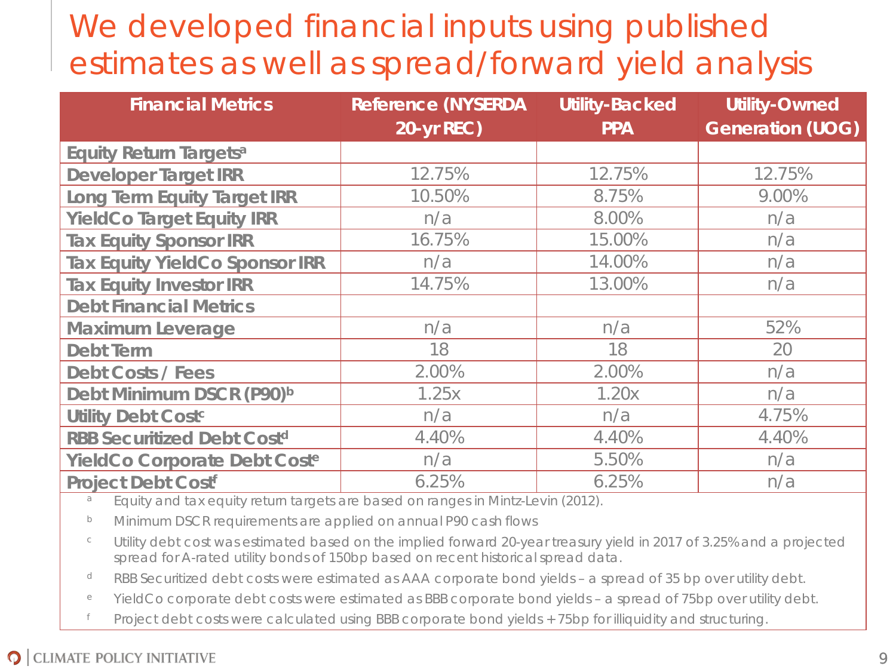# We developed financial inputs using published estimates as well as spread/forward yield analysis

| Financial Metrics | Reference (NYSERDA 20-yr REC) | Utility-Backed PPA | Utility-Owned Generation (UOG) |
|---|---|---|---|
| **Equity Return Targets[a]** | | | |
| **Developer Target IRR** | 12.75% | 12.75% | 12.75% |
| **Long Term Equity Target IRR** | 10.50% | 8.75% | 9.00% |
| **YieldCo Target Equity IRR** | n/a | 8.00% | n/a |
| **Tax Equity Sponsor IRR** | 16.75% | 15.00% | n/a |
| **Tax Equity YieldCo Sponsor IRR** | n/a | 14.00% | n/a |
| **Tax Equity Investor IRR** | 14.75% | 13.00% | n/a |
| **Debt Financial Metrics** | | | |
| **Maximum Leverage** | n/a | n/a | 52% |
| **Debt Term** | 18 | 18 | 20 |
| **Debt Costs / Fees** | 2.00% | 2.00% | n/a |
| **Debt Minimum DSCR (P90)[b]** | 1.25x | 1.20x | n/a |
| **Utility Debt Cost[c]** | n/a | n/a | 4.75% |
| **RBB Securitized Debt Cost[d]** | 4.40% | 4.40% | 4.40% |
| **YieldCo Corporate Debt Cost[e]** | n/a | 5.50% | n/a |
| **Project Debt Cost[f]** | 6.25% | 6.25% | n/a |

[a] Equity and tax equity return targets are based on ranges in Mintz-Levin (2012).

[b] Minimum DSCR requirements are applied on annual P90 cash flows

[c] Utility debt cost was estimated based on the implied forward 20-year treasury yield in 2017 of 3.25% and a projected spread for A-rated utility bonds of 150bp based on recent historical spread data.

[d] RBB Securitized debt costs were estimated as AAA corporate bond yields – a spread of 35 bp over utility debt.

[e] YieldCo corporate debt costs were estimated as BBB corporate bond yields – a spread of 75bp over utility debt.

[f] Project debt costs were calculated using BBB corporate bond yields + 75bp for illiquidity and structuring.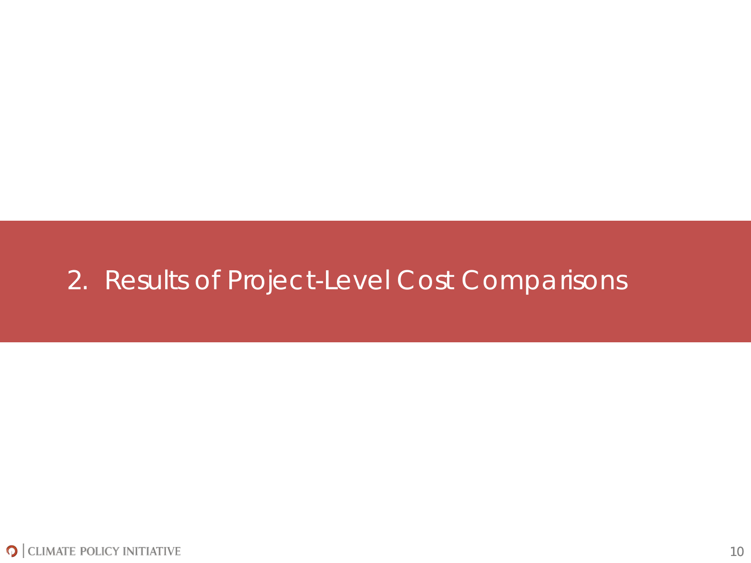# 2. Results of Project-Level Cost Comparisons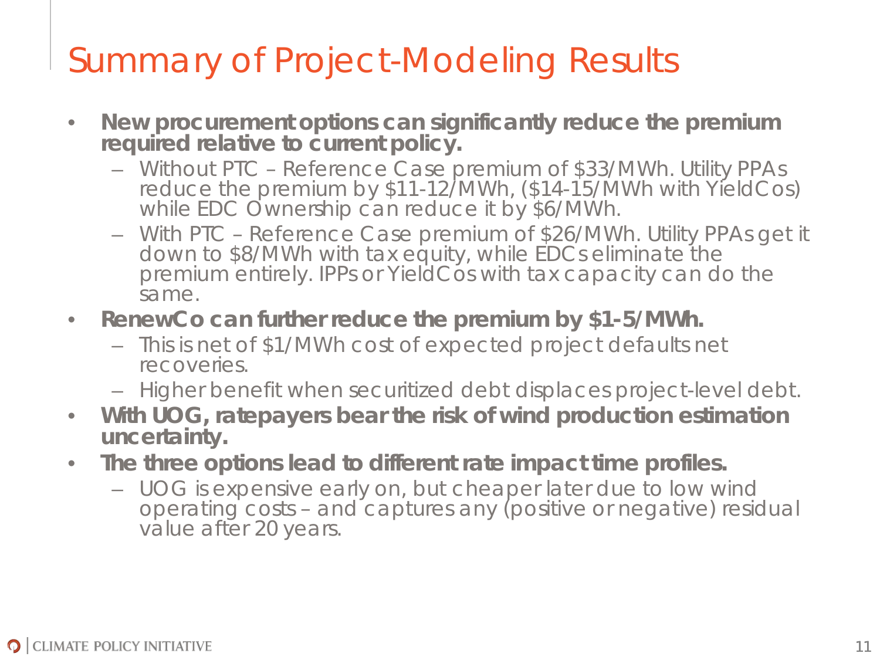# Summary of Project-Modeling Results

- **New procurement options can significantly reduce the premium required relative to current policy.**
  - Without PTC – Reference Case premium of $33/MWh. Utility PPAs reduce the premium by $11-12/MWh, ($14-15/MWh with YieldCos) while EDC Ownership can reduce it by $6/MWh.
  - With PTC – Reference Case premium of $26/MWh. Utility PPAs get it down to $8/MWh with tax equity, while EDCs eliminate the premium entirely. IPPs or YieldCos with tax capacity can do the same.
- **RenewCo can further reduce the premium by $1-5/MWh.**
  - This is net of $1/MWh cost of expected project defaults net recoveries.
  - Higher benefit when securitized debt displaces project-level debt.
- **With UOG, ratepayers bear the risk of wind production estimation uncertainty.**
- **The three options lead to different rate impact time profiles.**
  - UOG is expensive early on, but cheaper later due to low wind operating costs – and captures any (positive or negative) residual value after 20 years.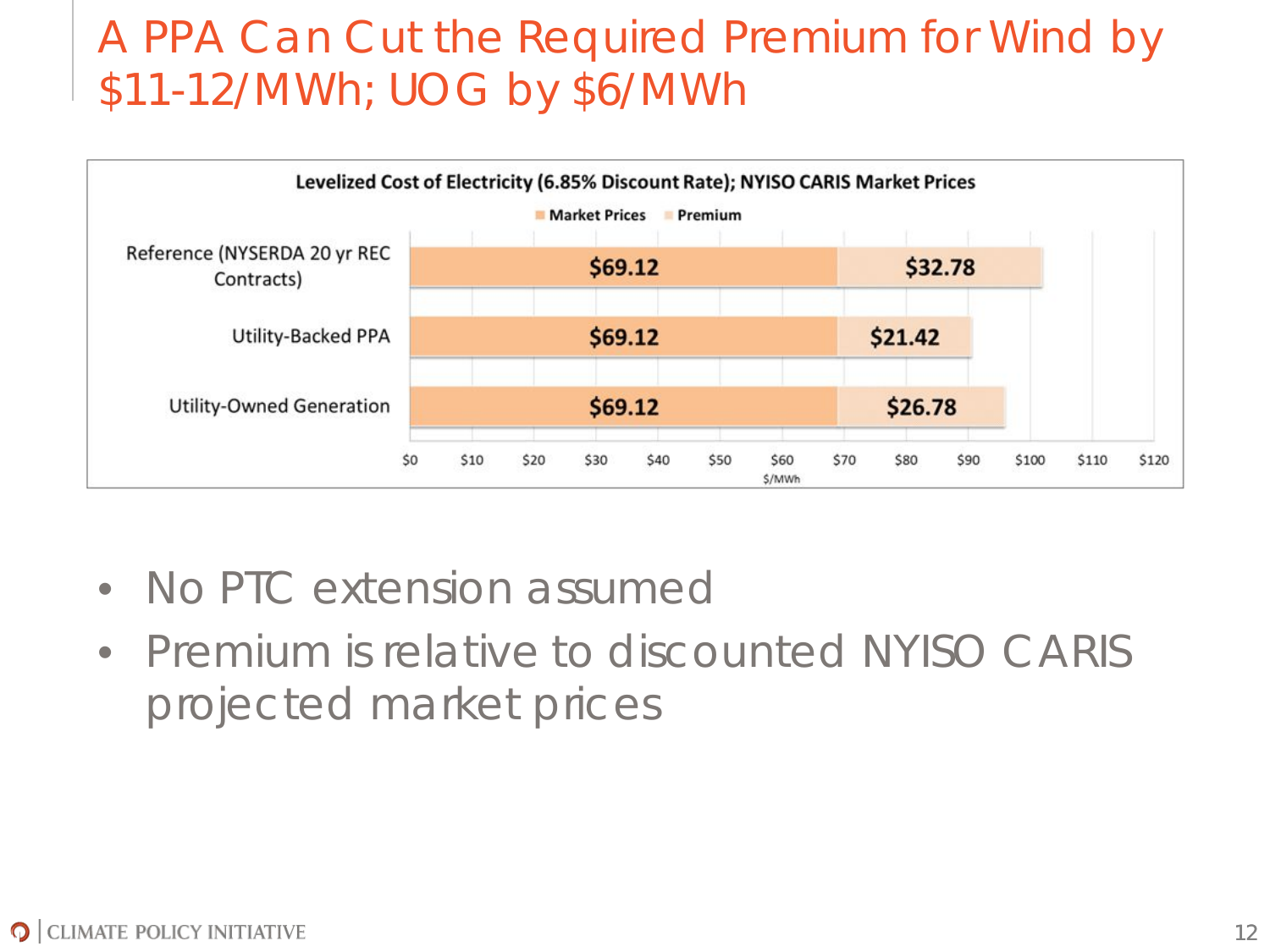# A PPA Can Cut the Required Premium for Wind by $11-12/MWh; UOG by $6/MWh

**Levelized Cost of Electricity (6.85% Discount Rate); NYISO CARIS Market Prices**

| | Market Prices | Premium |
|---|---|---|
| Reference (NYSERDA 20 yr REC Contracts) | $69.12 | $32.78 |
| Utility-Backed PPA | $69.12 | $21.42 |
| Utility-Owned Generation | $69.12 | $26.78 |

$/MWh

- No PTC extension assumed
- Premium is relative to discounted NYISO CARIS projected market prices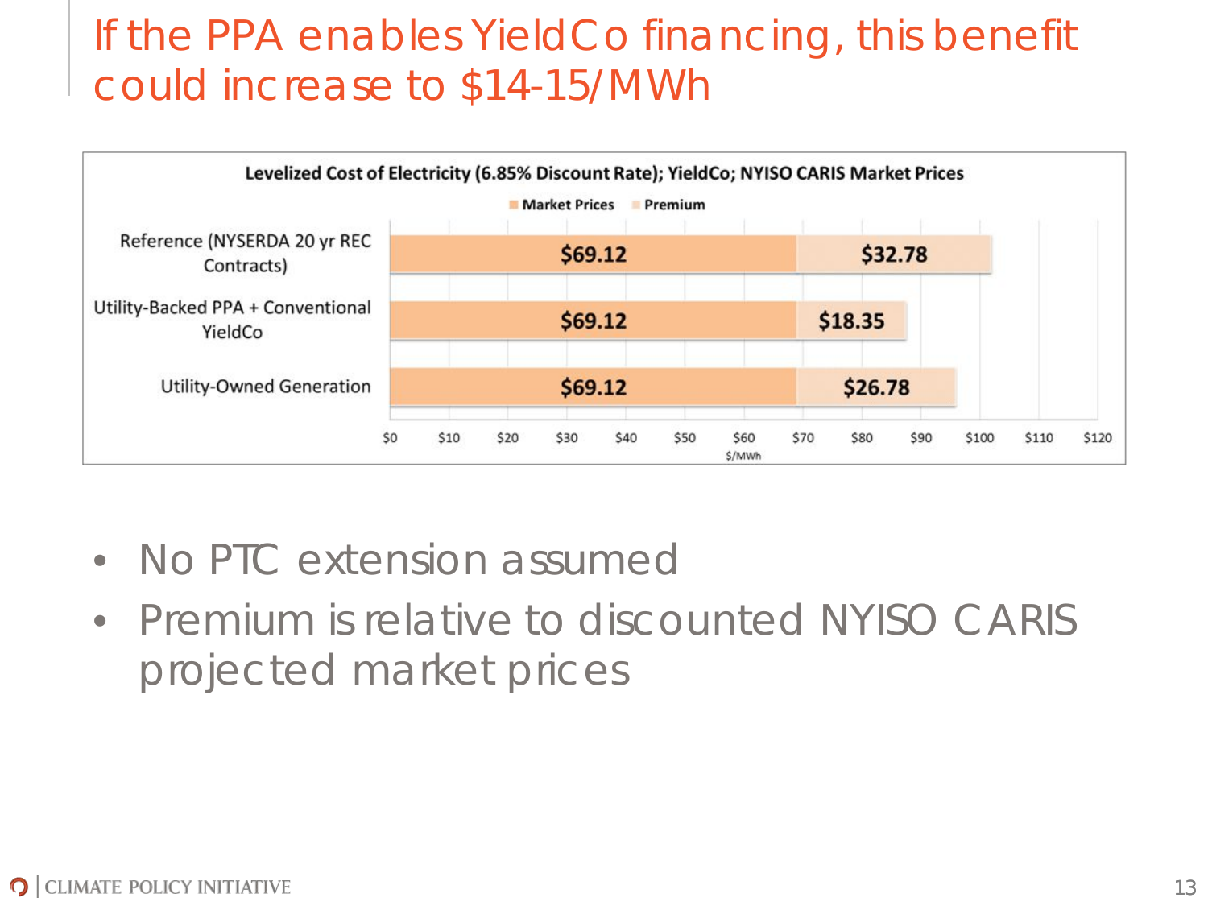# If the PPA enables YieldCo financing, this benefit could increase to $14-15/MWh

**Levelized Cost of Electricity (6.85% Discount Rate); YieldCo; NYISO CARIS Market Prices**

| | Market Prices | Premium |
|---|---|---|
| Reference (NYSERDA 20 yr REC Contracts) | $69.12 | $32.78 |
| Utility-Backed PPA + Conventional YieldCo | $69.12 | $18.35 |
| Utility-Owned Generation | $69.12 | $26.78 |

$/MWh

- No PTC extension assumed
- Premium is relative to discounted NYISO CARIS projected market prices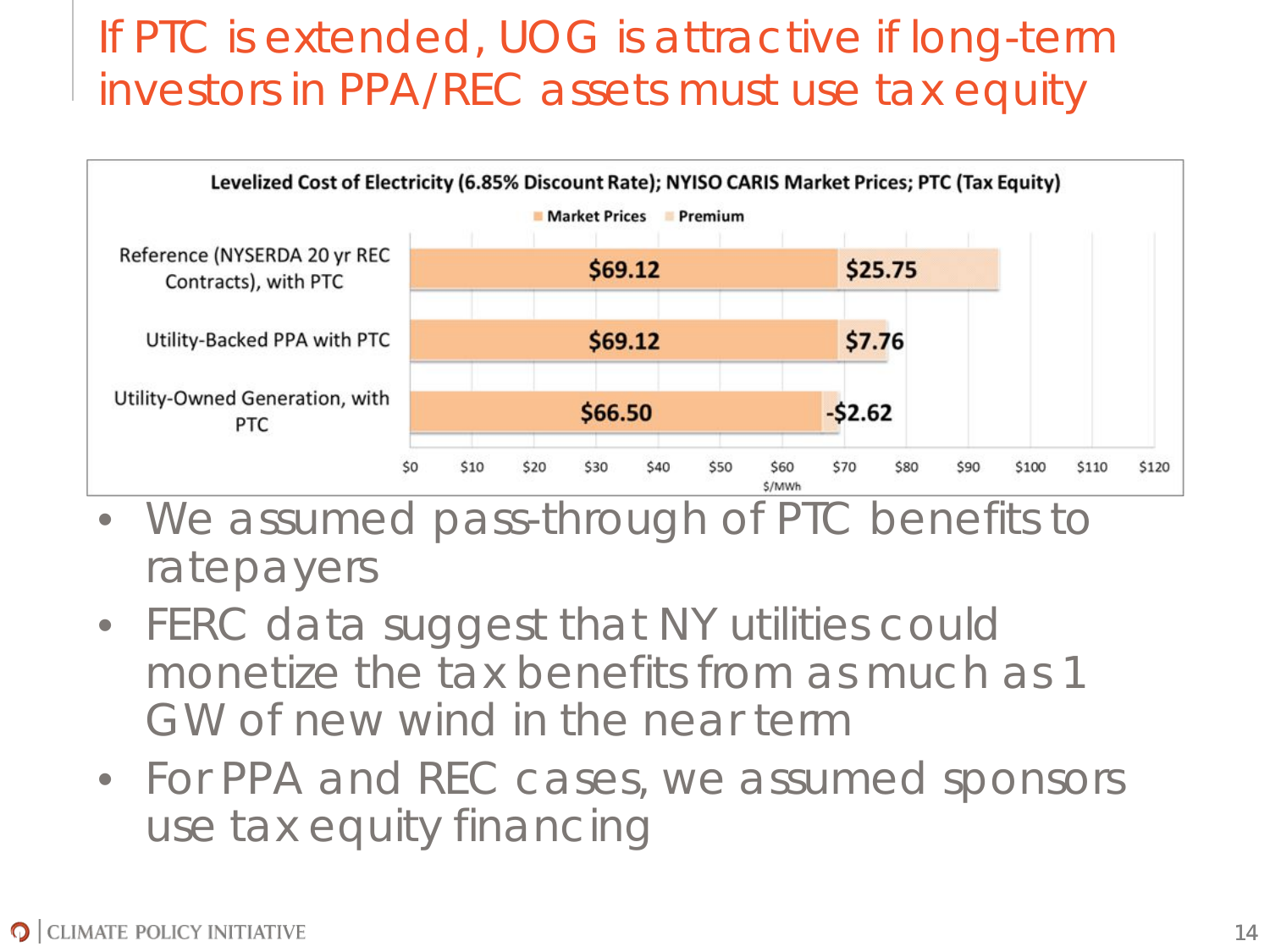# If PTC is extended, UOG is attractive if long-term investors in PPA/REC assets must use tax equity

**Levelized Cost of Electricity (6.85% Discount Rate); NYISO CARIS Market Prices; PTC (Tax Equity)**

| | Market Prices | Premium |
|---|---|---|
| Reference (NYSERDA 20 yr REC Contracts), with PTC | $69.12 | $25.75 |
| Utility-Backed PPA with PTC | $69.12 | $7.76 |
| Utility-Owned Generation, with PTC | $66.50 | -$2.62 |

$/MWh

- We assumed pass-through of PTC benefits to ratepayers
- FERC data suggest that NY utilities could monetize the tax benefits from as much as 1 GW of new wind in the near term
- For PPA and REC cases, we assumed sponsors use tax equity financing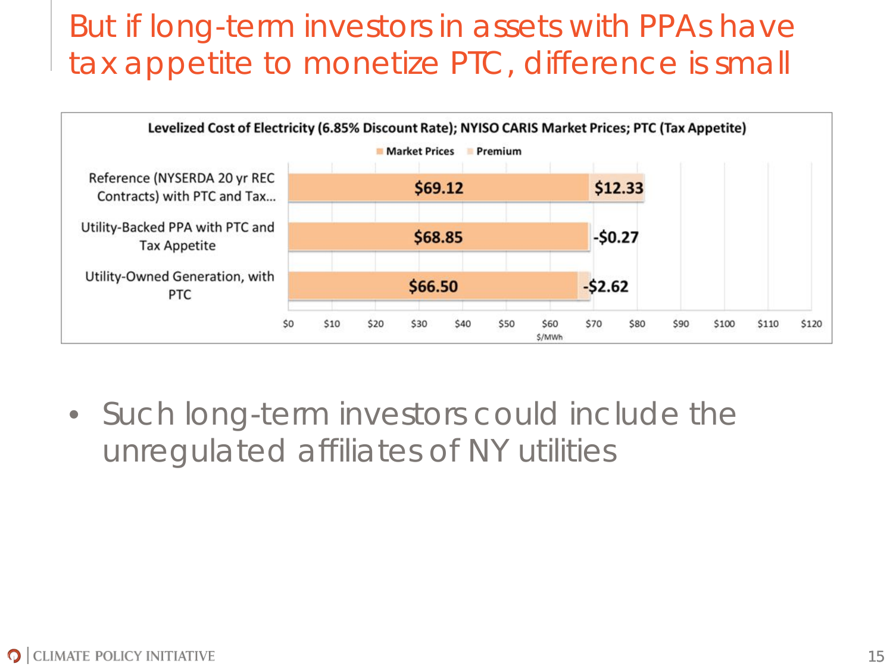# But if long-term investors in assets with PPAs have tax appetite to monetize PTC, difference is small

**Levelized Cost of Electricity (6.85% Discount Rate); NYISO CARIS Market Prices; PTC (Tax Appetite)**

| | Market Prices | Premium |
|---|---|---|
| Reference (NYSERDA 20 yr REC Contracts) with PTC and Tax... | $69.12 | $12.33 |
| Utility-Backed PPA with PTC and Tax Appetite | $68.85 | -$0.27 |
| Utility-Owned Generation, with PTC | $66.50 | -$2.62 |

$/MWh

- Such long-term investors could include the unregulated affiliates of NY utilities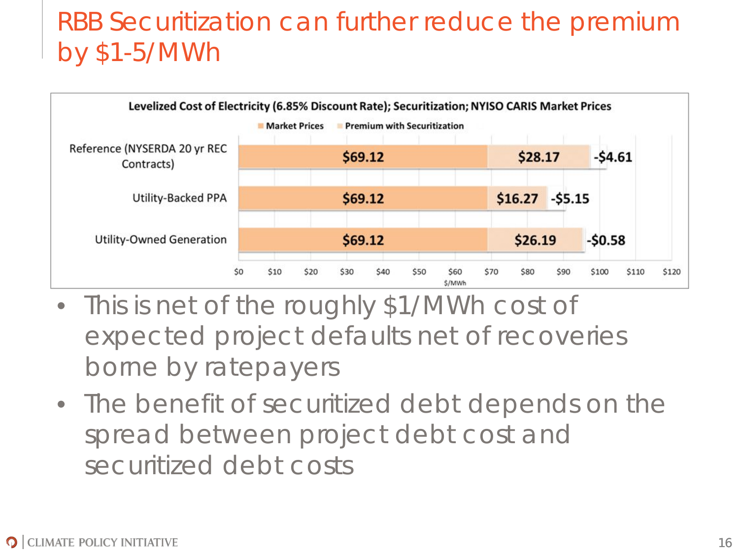# RBB Securitization can further reduce the premium by $1-5/MWh

**Levelized Cost of Electricity (6.85% Discount Rate); Securitization; NYISO CARIS Market Prices**

| | Market Prices | Premium with Securitization | Securitization Reduction |
|---|---|---|---|
| Reference (NYSERDA 20 yr REC Contracts) | $69.12 | $28.17 | -$4.61 |
| Utility-Backed PPA | $69.12 | $16.27 | -$5.15 |
| Utility-Owned Generation | $69.12 | $26.19 | -$0.58 |

Units: $/MWh

- This is net of the roughly $1/MWh cost of expected project defaults net of recoveries borne by ratepayers
- The benefit of securitized debt depends on the spread between project debt cost and securitized debt costs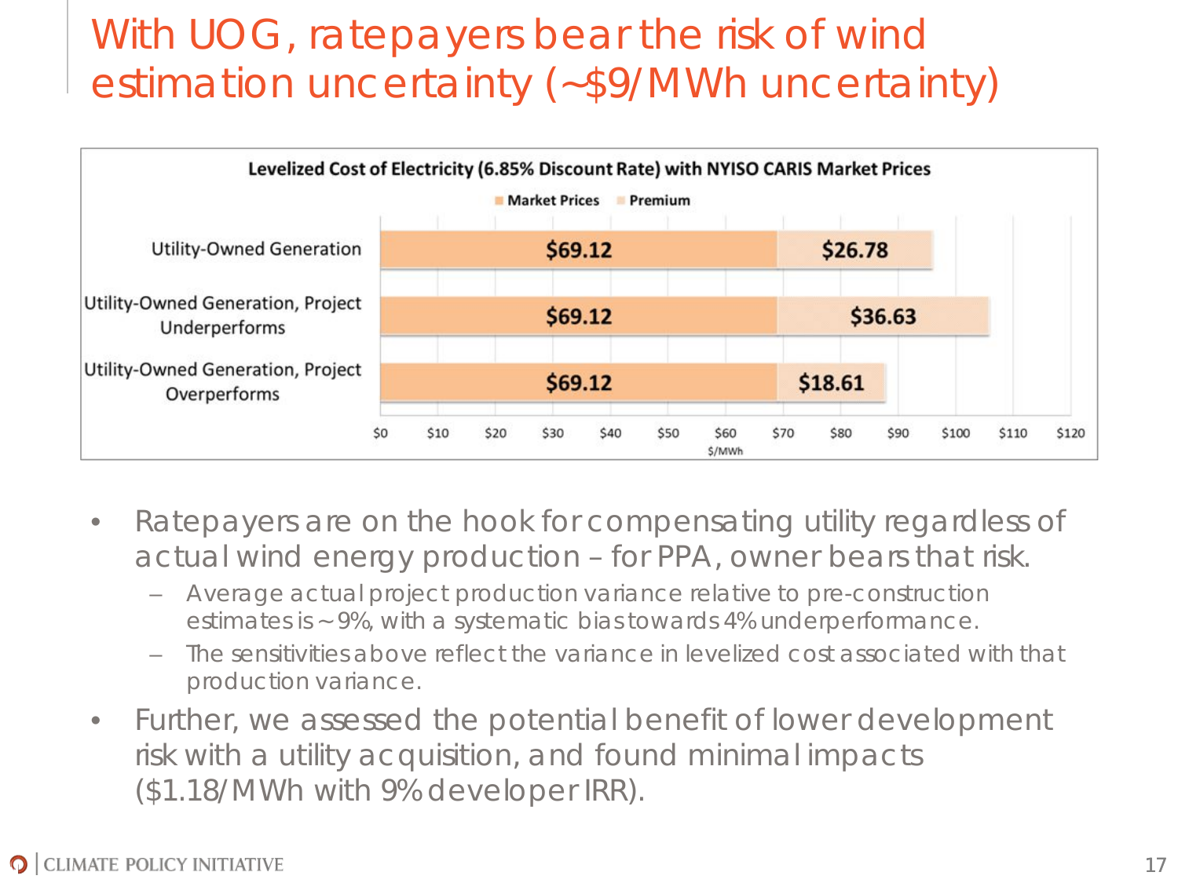# With UOG, ratepayers bear the risk of wind estimation uncertainty (~$9/MWh uncertainty)

**Levelized Cost of Electricity (6.85% Discount Rate) with NYISO CARIS Market Prices**

| | Market Prices | Premium |
|---|---|---|
| Utility-Owned Generation | $69.12 | $26.78 |
| Utility-Owned Generation, Project Underperforms | $69.12 | $36.63 |
| Utility-Owned Generation, Project Overperforms | $69.12 | $18.61 |

$/MWh

- Ratepayers are on the hook for compensating utility regardless of actual wind energy production – for PPA, owner bears that risk.
  - Average actual project production variance relative to pre-construction estimates is ~9%, with a systematic bias towards 4% underperformance.
  - The sensitivities above reflect the variance in levelized cost associated with that production variance.
- Further, we assessed the potential benefit of lower development risk with a utility acquisition, and found minimal impacts ($1.18/MWh with 9% developer IRR).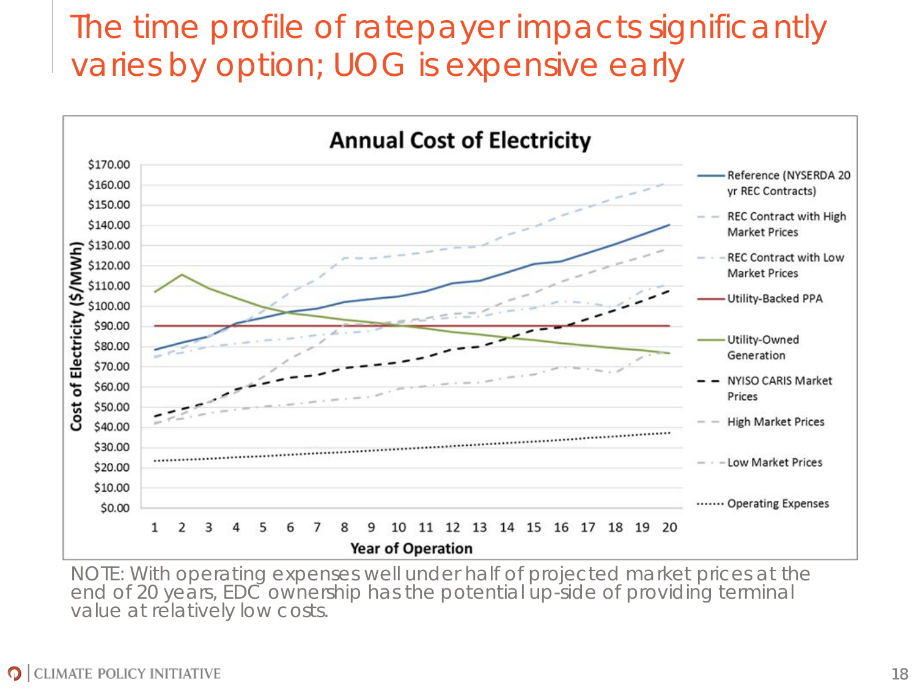# The time profile of ratepayer impacts significantly varies by option; UOG is expensive early

**Annual Cost of Electricity**

Cost of Electricity ($/MWh) vs. Year of Operation (1–20)

Legend:
- Reference (NYSERDA 20 yr REC Contracts)
- REC Contract with High Market Prices
- REC Contract with Low Market Prices
- Utility-Backed PPA
- Utility-Owned Generation
- NYISO CARIS Market Prices
- High Market Prices
- Low Market Prices
- Operating Expenses

NOTE: With operating expenses well under half of projected market prices at the end of 20 years, EDC ownership has the potential up-side of providing terminal value at relatively low costs.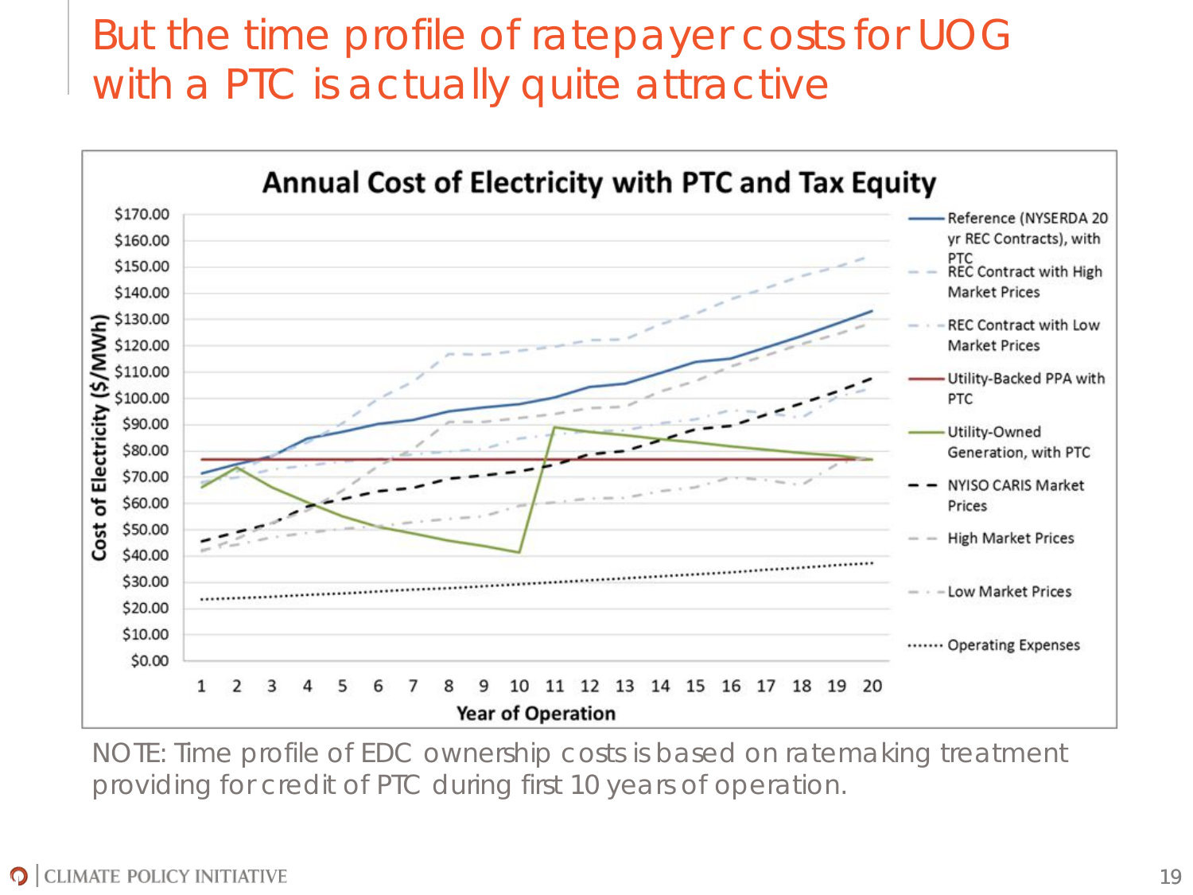# But the time profile of ratepayer costs for UOG with a PTC is actually quite attractive

**Annual Cost of Electricity with PTC and Tax Equity**

Cost of Electricity ($/MWh) vs. Year of Operation (1–20)

Legend:
- Reference (NYSERDA 20 yr REC Contracts), with PTC
- REC Contract with High Market Prices
- REC Contract with Low Market Prices
- Utility-Backed PPA with PTC
- Utility-Owned Generation, with PTC
- NYISO CARIS Market Prices
- High Market Prices
- Low Market Prices
- Operating Expenses

NOTE: Time profile of EDC ownership costs is based on ratemaking treatment providing for credit of PTC during first 10 years of operation.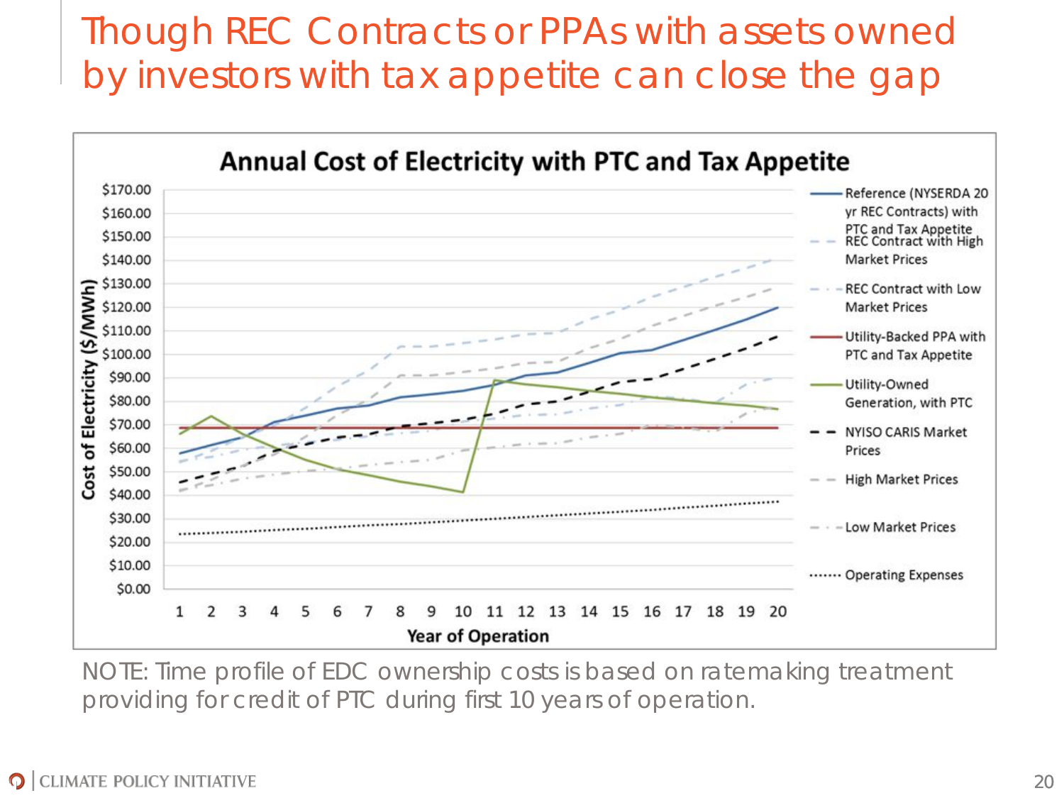# Though REC Contracts or PPAs with assets owned by investors with tax appetite can close the gap

**Annual Cost of Electricity with PTC and Tax Appetite**

Cost of Electricity ($/MWh)

Year of Operation

- Reference (NYSERDA 20 yr REC Contracts) with PTC and Tax Appetite
- REC Contract with High Market Prices
- REC Contract with Low Market Prices
- Utility-Backed PPA with PTC and Tax Appetite
- Utility-Owned Generation, with PTC
- NYISO CARIS Market Prices
- High Market Prices
- Low Market Prices
- Operating Expenses

NOTE: Time profile of EDC ownership costs is based on ratemaking treatment providing for credit of PTC during first 10 years of operation.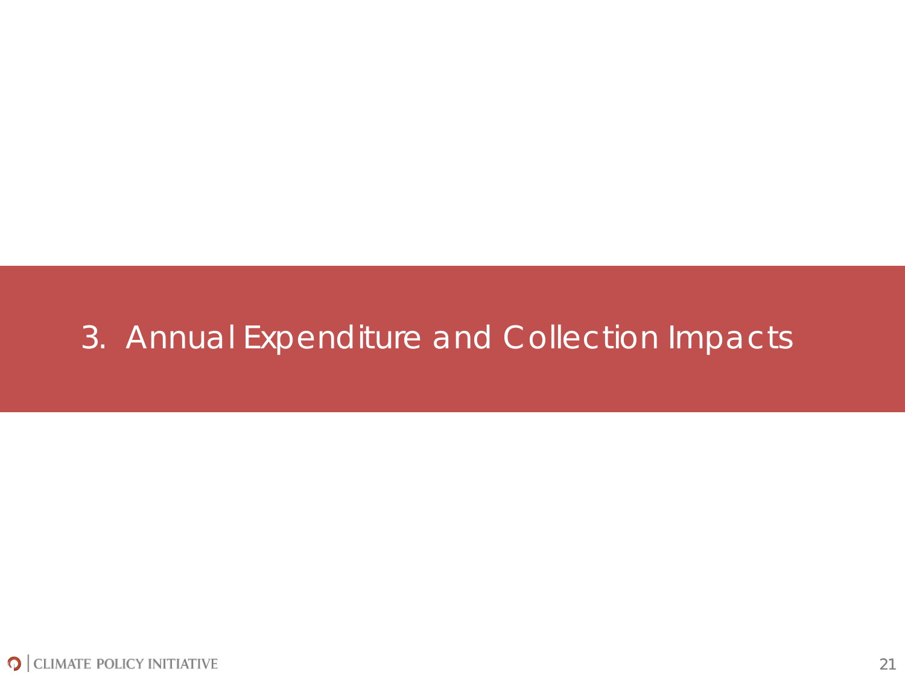# 3. Annual Expenditure and Collection Impacts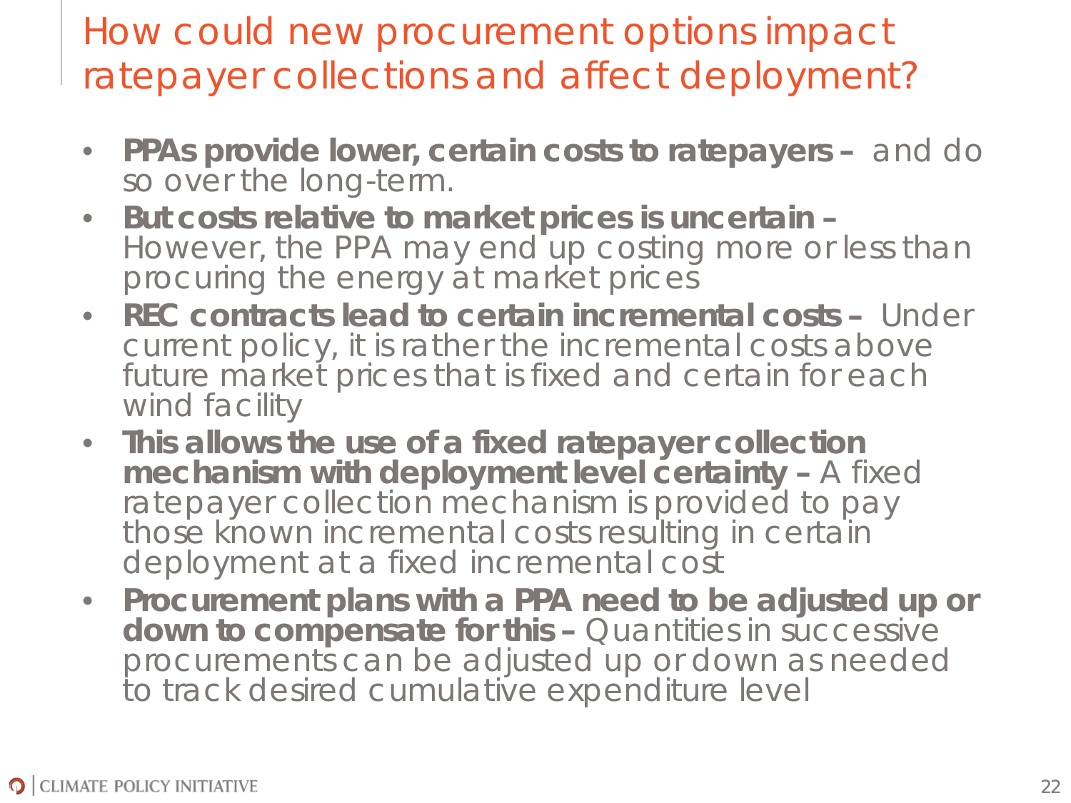# How could new procurement options impact ratepayer collections and affect deployment?

- **PPAs provide lower, certain costs to ratepayers –** and do so over the long-term.
- **But costs relative to market prices is uncertain –** However, the PPA may end up costing more or less than procuring the energy at market prices
- **REC contracts lead to certain incremental costs –** Under current policy, it is rather the incremental costs above future market prices that is fixed and certain for each wind facility
- **This allows the use of a fixed ratepayer collection mechanism with deployment level certainty –** A fixed ratepayer collection mechanism is provided to pay those known incremental costs resulting in certain deployment at a fixed incremental cost
- **Procurement plans with a PPA need to be adjusted up or down to compensate for this –** Quantities in successive procurements can be adjusted up or down as needed to track desired cumulative expenditure level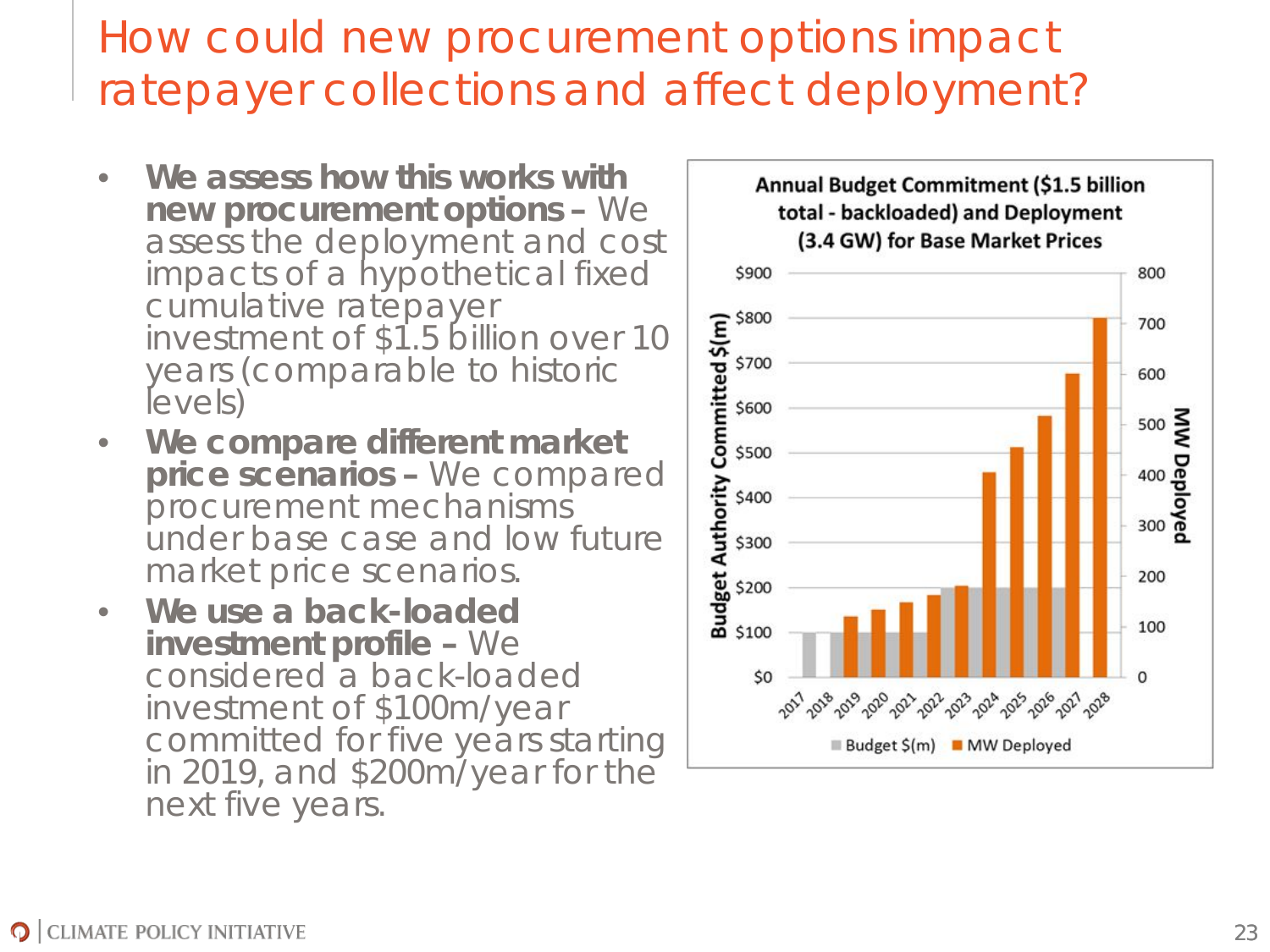# How could new procurement options impact ratepayer collections and affect deployment?

- **We assess how this works with new procurement options –** We assess the deployment and cost impacts of a hypothetical fixed cumulative ratepayer investment of $1.5 billion over 10 years (comparable to historic levels)
- **We compare different market price scenarios –** We compared procurement mechanisms under base case and low future market price scenarios.
- **We use a back-loaded investment profile –** We considered a back-loaded investment of $100m/year committed for five years starting in 2019, and $200m/year for the next five years.

**Annual Budget Commitment ($1.5 billion total - backloaded) and Deployment (3.4 GW) for Base Market Prices**

Left axis: Budget Authority Committed $(m) ($0 – $900); right axis: MW Deployed (0 – 800). Years 2017–2028.

Legend: Budget $(m) | MW Deployed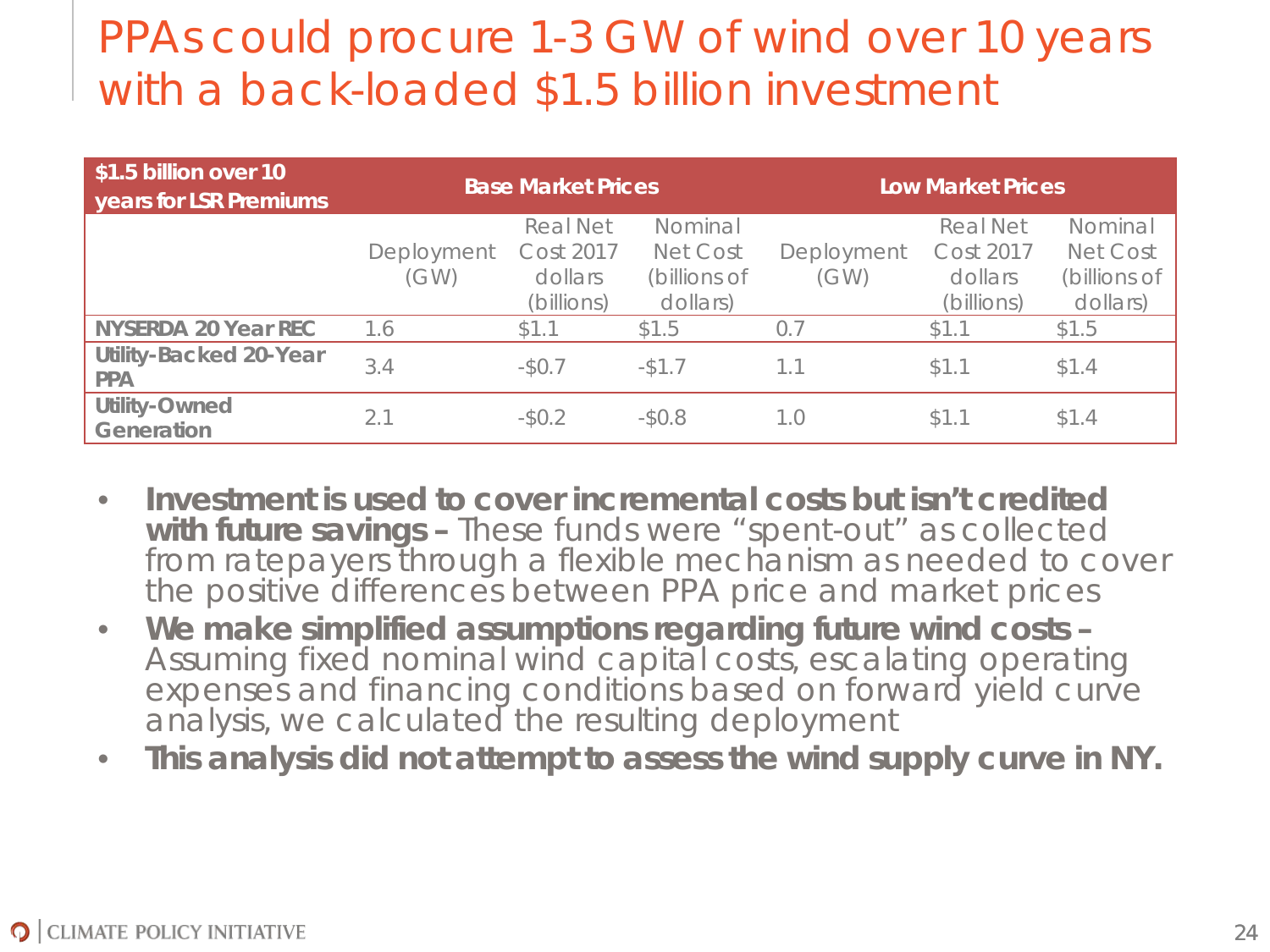# PPAs could procure 1-3 GW of wind over 10 years with a back-loaded $1.5 billion investment

| $1.5 billion over 10 years for LSR Premiums | Base Market Prices | | | Low Market Prices | | |
|---|---|---|---|---|---|---|
| | Deployment (GW) | Real Net Cost 2017 dollars (billions) | Nominal Net Cost (billions of dollars) | Deployment (GW) | Real Net Cost 2017 dollars (billions) | Nominal Net Cost (billions of dollars) |
| **NYSERDA 20 Year REC** | 1.6 | $1.1 | $1.5 | 0.7 | $1.1 | $1.5 |
| **Utility-Backed 20-Year PPA** | 3.4 | -$0.7 | -$1.7 | 1.1 | $1.1 | $1.4 |
| **Utility-Owned Generation** | 2.1 | -$0.2 | -$0.8 | 1.0 | $1.1 | $1.4 |

- **Investment is used to cover incremental costs but isn't credited with future savings –** These funds were "spent-out" as collected from ratepayers through a flexible mechanism as needed to cover the positive differences between PPA price and market prices
- **We make simplified assumptions regarding future wind costs –** Assuming fixed nominal wind capital costs, escalating operating expenses and financing conditions based on forward yield curve analysis, we calculated the resulting deployment
- **This analysis did not attempt to assess the wind supply curve in NY.**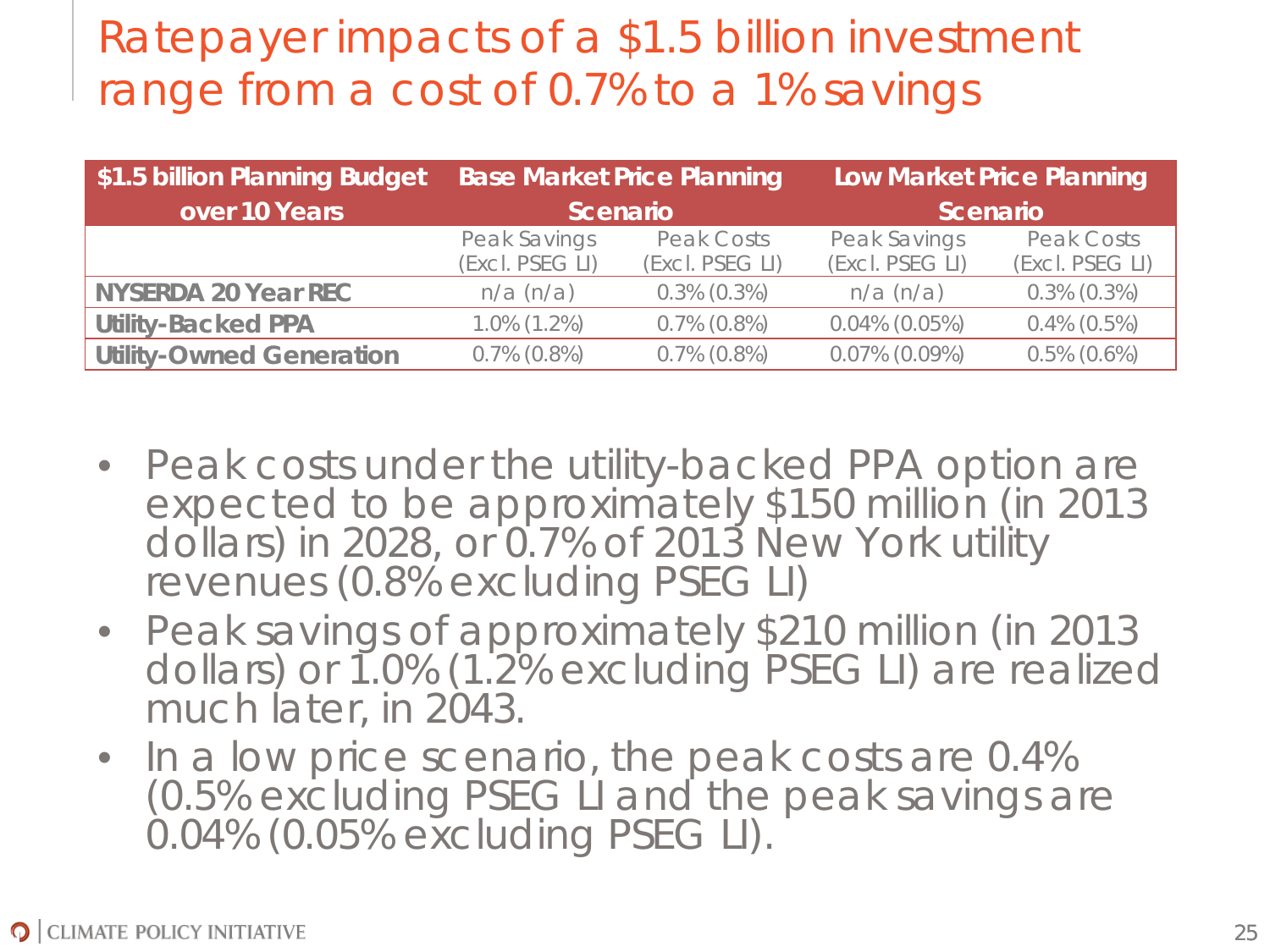# Ratepayer impacts of a $1.5 billion investment range from a cost of 0.7% to a 1% savings

| $1.5 billion Planning Budget over 10 Years | Base Market Price Planning Scenario | | Low Market Price Planning Scenario | |
|---|---|---|---|---|
| | Peak Savings (Excl. PSEG LI) | Peak Costs (Excl. PSEG LI) | Peak Savings (Excl. PSEG LI) | Peak Costs (Excl. PSEG LI) |
| **NYSERDA 20 Year REC** | n/a (n/a) | 0.3% (0.3%) | n/a (n/a) | 0.3% (0.3%) |
| **Utility-Backed PPA** | 1.0% (1.2%) | 0.7% (0.8%) | 0.04% (0.05%) | 0.4% (0.5%) |
| **Utility-Owned Generation** | 0.7% (0.8%) | 0.7% (0.8%) | 0.07% (0.09%) | 0.5% (0.6%) |

- Peak costs under the utility-backed PPA option are expected to be approximately $150 million (in 2013 dollars) in 2028, or 0.7% of 2013 New York utility revenues (0.8% excluding PSEG LI)
- Peak savings of approximately $210 million (in 2013 dollars) or 1.0% (1.2% excluding PSEG LI) are realized much later, in 2043.
- In a low price scenario, the peak costs are 0.4% (0.5% excluding PSEG LI and the peak savings are 0.04% (0.05% excluding PSEG LI).